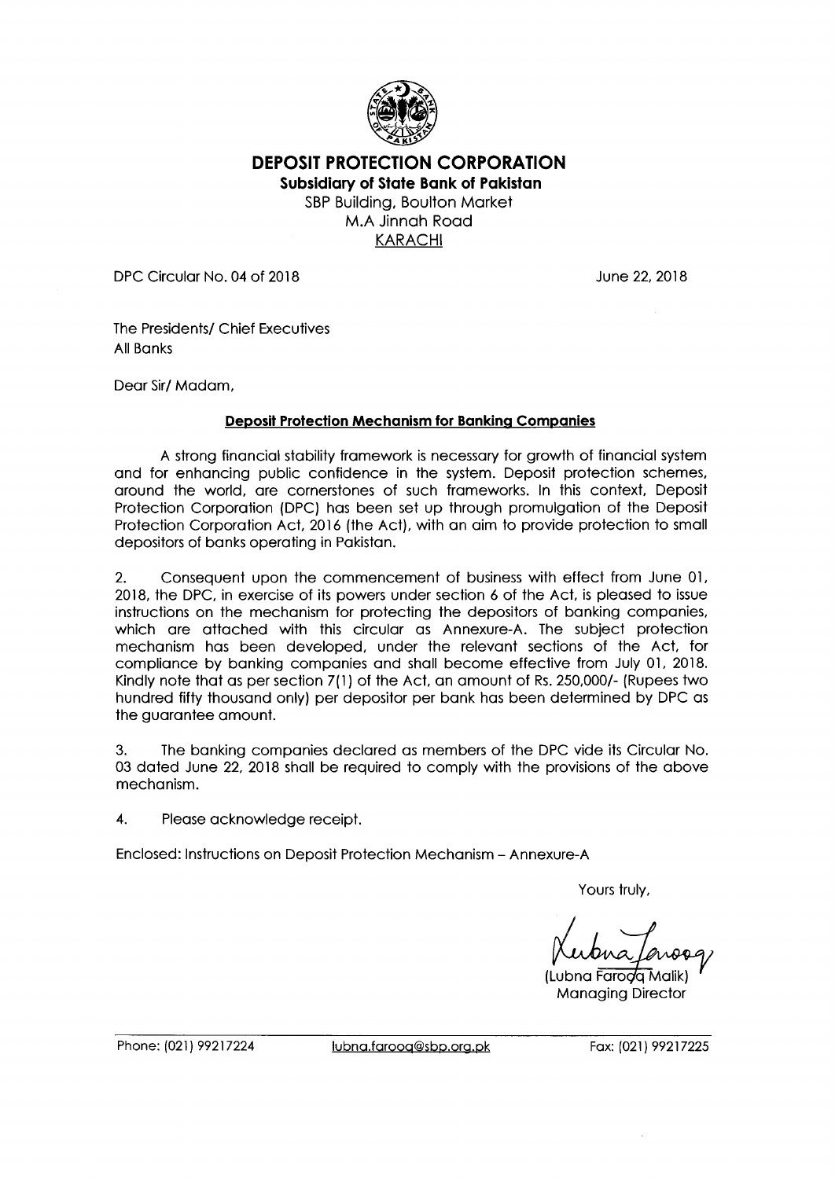# DEPOSIT PROTECTION CORPORATION

**Subsidiary of State Bank of Pakistan**

SBP Building, Boulton Market
M.A Jinnah Road
KARACHI

DPC Circular No. 04 of 2018

June 22, 2018

The Presidents/ Chief Executives
All Banks

Dear Sir/ Madam,

**Deposit Protection Mechanism for Banking Companies**

A strong financial stability framework is necessary for growth of financial system and for enhancing public confidence in the system. Deposit protection schemes, around the world, are cornerstones of such frameworks. In this context, Deposit Protection Corporation (DPC) has been set up through promulgation of the Deposit Protection Corporation Act, 2016 (the Act), with an aim to provide protection to small depositors of banks operating in Pakistan.

2. Consequent upon the commencement of business with effect from June 01, 2018, the DPC, in exercise of its powers under section 6 of the Act, is pleased to issue instructions on the mechanism for protecting the depositors of banking companies, which are attached with this circular as Annexure-A. The subject protection mechanism has been developed, under the relevant sections of the Act, for compliance by banking companies and shall become effective from July 01, 2018. Kindly note that as per section 7(1) of the Act, an amount of Rs. 250,000/- (Rupees two hundred fifty thousand only) per depositor per bank has been determined by DPC as the guarantee amount.

3. The banking companies declared as members of the DPC vide its Circular No. 03 dated June 22, 2018 shall be required to comply with the provisions of the above mechanism.

4. Please acknowledge receipt.

Enclosed: Instructions on Deposit Protection Mechanism – Annexure-A

Yours truly,

(Lubna Farooq Malik)
Managing Director

Phone: (021) 99217224 lubna.farooq@sbp.org.pk Fax: (021) 99217225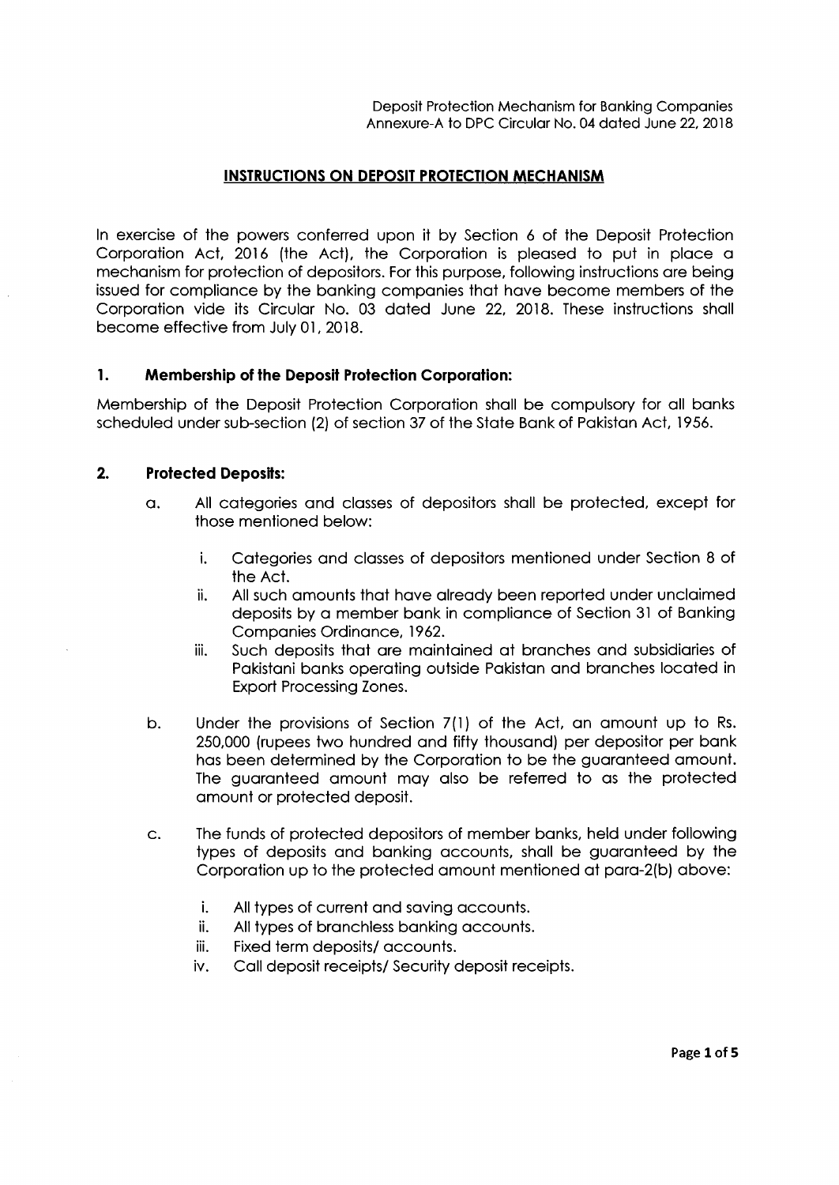Deposit Protection Mechanism for Banking Companies
Annexure-A to DPC Circular No. 04 dated June 22, 2018

## INSTRUCTIONS ON DEPOSIT PROTECTION MECHANISM

In exercise of the powers conferred upon it by Section 6 of the Deposit Protection Corporation Act, 2016 (the Act), the Corporation is pleased to put in place a mechanism for protection of depositors. For this purpose, following instructions are being issued for compliance by the banking companies that have become members of the Corporation vide its Circular No. 03 dated June 22, 2018. These instructions shall become effective from July 01, 2018.

### 1. Membership of the Deposit Protection Corporation:

Membership of the Deposit Protection Corporation shall be compulsory for all banks scheduled under sub-section (2) of section 37 of the State Bank of Pakistan Act, 1956.

### 2. Protected Deposits:

a. All categories and classes of depositors shall be protected, except for those mentioned below:

   i. Categories and classes of depositors mentioned under Section 8 of the Act.

   ii. All such amounts that have already been reported under unclaimed deposits by a member bank in compliance of Section 31 of Banking Companies Ordinance, 1962.

   iii. Such deposits that are maintained at branches and subsidiaries of Pakistani banks operating outside Pakistan and branches located in Export Processing Zones.

b. Under the provisions of Section 7(1) of the Act, an amount up to Rs. 250,000 (rupees two hundred and fifty thousand) per depositor per bank has been determined by the Corporation to be the guaranteed amount. The guaranteed amount may also be referred to as the protected amount or protected deposit.

c. The funds of protected depositors of member banks, held under following types of deposits and banking accounts, shall be guaranteed by the Corporation up to the protected amount mentioned at para-2(b) above:

   i. All types of current and saving accounts.

   ii. All types of branchless banking accounts.

   iii. Fixed term deposits/ accounts.

   iv. Call deposit receipts/ Security deposit receipts.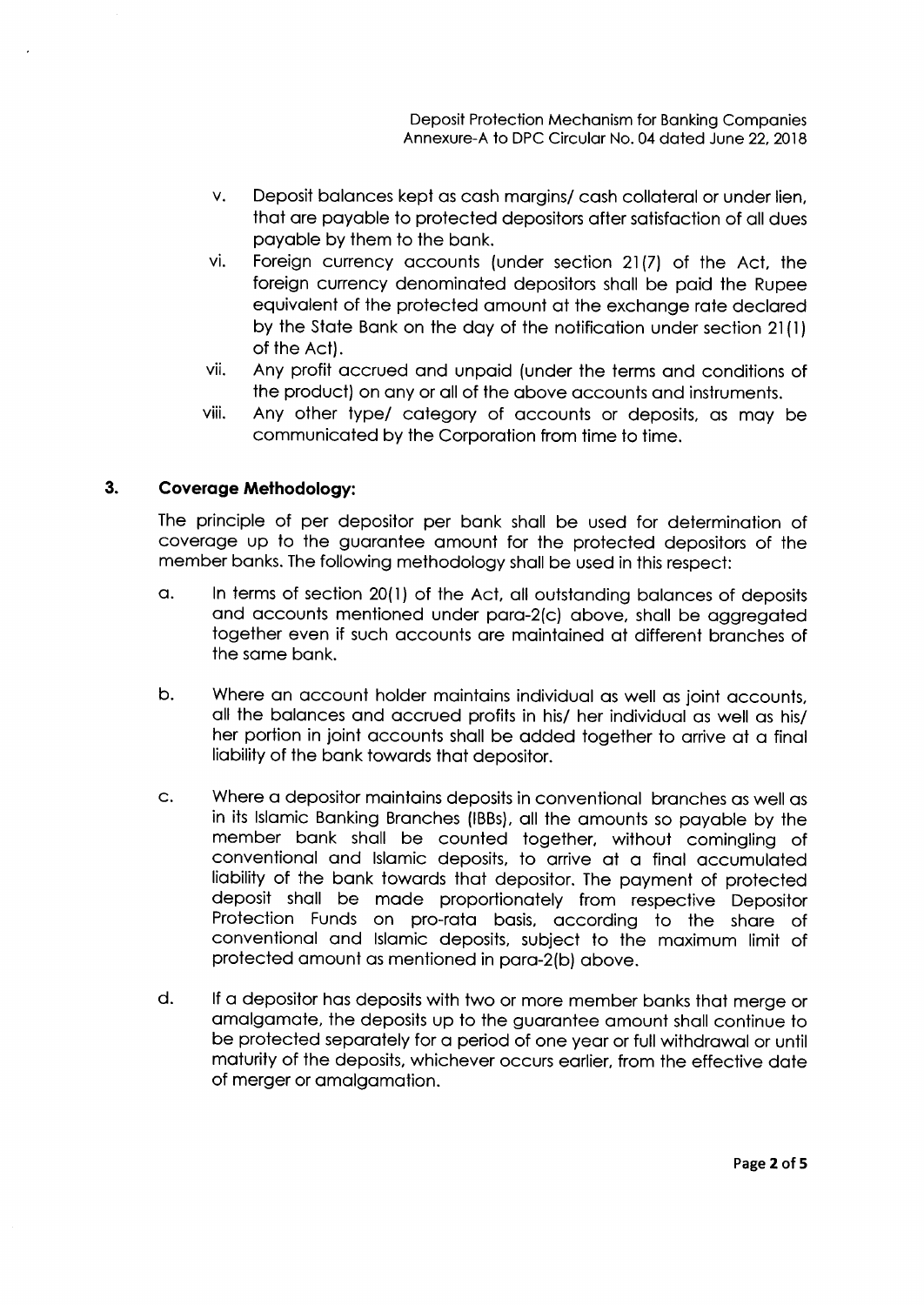v. Deposit balances kept as cash margins/ cash collateral or under lien, that are payable to protected depositors after satisfaction of all dues payable by them to the bank.

vi. Foreign currency accounts (under section 21(7) of the Act, the foreign currency denominated depositors shall be paid the Rupee equivalent of the protected amount at the exchange rate declared by the State Bank on the day of the notification under section 21(1) of the Act).

vii. Any profit accrued and unpaid (under the terms and conditions of the product) on any or all of the above accounts and instruments.

viii. Any other type/ category of accounts or deposits, as may be communicated by the Corporation from time to time.

## 3. Coverage Methodology:

The principle of per depositor per bank shall be used for determination of coverage up to the guarantee amount for the protected depositors of the member banks. The following methodology shall be used in this respect:

a. In terms of section 20(1) of the Act, all outstanding balances of deposits and accounts mentioned under para-2(c) above, shall be aggregated together even if such accounts are maintained at different branches of the same bank.

b. Where an account holder maintains individual as well as joint accounts, all the balances and accrued profits in his/ her individual as well as his/ her portion in joint accounts shall be added together to arrive at a final liability of the bank towards that depositor.

c. Where a depositor maintains deposits in conventional branches as well as in its Islamic Banking Branches (IBBs), all the amounts so payable by the member bank shall be counted together, without comingling of conventional and Islamic deposits, to arrive at a final accumulated liability of the bank towards that depositor. The payment of protected deposit shall be made proportionately from respective Depositor Protection Funds on pro-rata basis, according to the share of conventional and Islamic deposits, subject to the maximum limit of protected amount as mentioned in para-2(b) above.

d. If a depositor has deposits with two or more member banks that merge or amalgamate, the deposits up to the guarantee amount shall continue to be protected separately for a period of one year or full withdrawal or until maturity of the deposits, whichever occurs earlier, from the effective date of merger or amalgamation.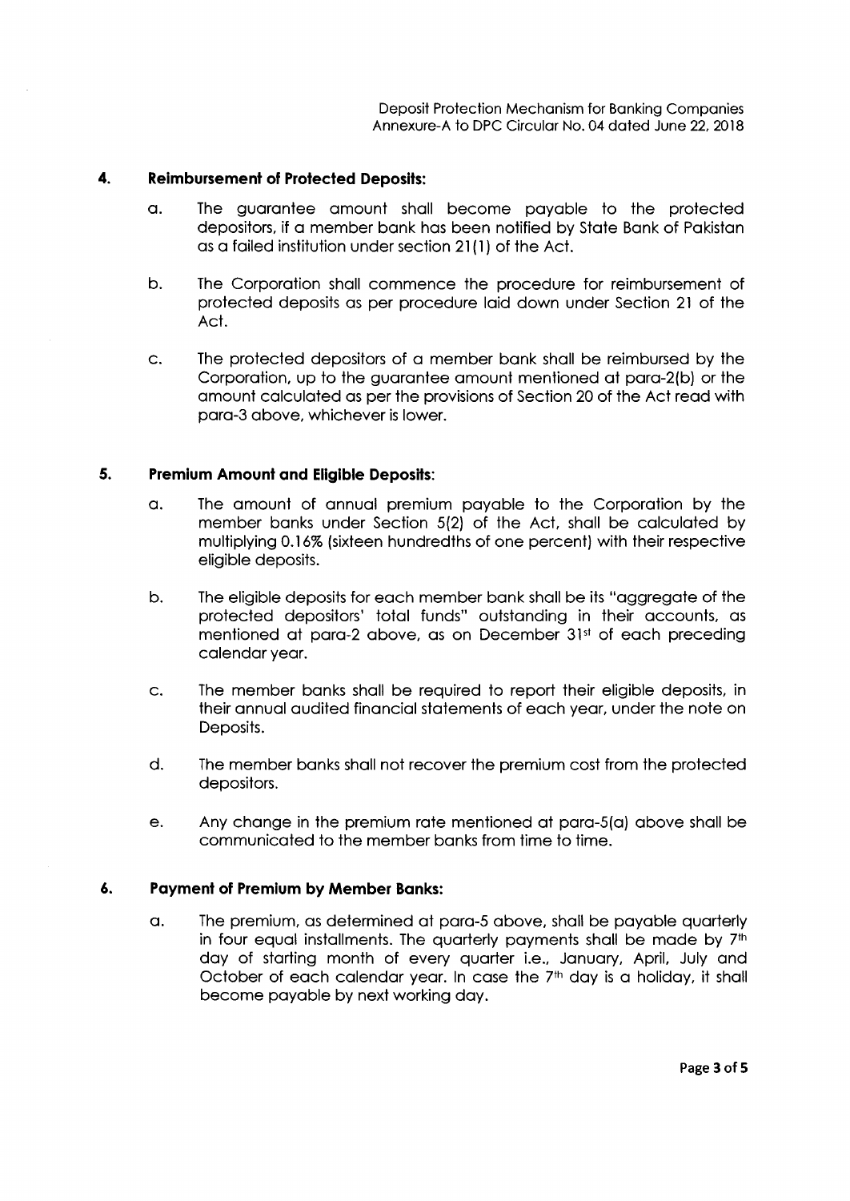## 4. Reimbursement of Protected Deposits:

a. The guarantee amount shall become payable to the protected depositors, if a member bank has been notified by State Bank of Pakistan as a failed institution under section 21(1) of the Act.

b. The Corporation shall commence the procedure for reimbursement of protected deposits as per procedure laid down under Section 21 of the Act.

c. The protected depositors of a member bank shall be reimbursed by the Corporation, up to the guarantee amount mentioned at para-2(b) or the amount calculated as per the provisions of Section 20 of the Act read with para-3 above, whichever is lower.

## 5. Premium Amount and Eligible Deposits:

a. The amount of annual premium payable to the Corporation by the member banks under Section 5(2) of the Act, shall be calculated by multiplying 0.16% (sixteen hundredths of one percent) with their respective eligible deposits.

b. The eligible deposits for each member bank shall be its "aggregate of the protected depositors' total funds" outstanding in their accounts, as mentioned at para-2 above, as on December 31st of each preceding calendar year.

c. The member banks shall be required to report their eligible deposits, in their annual audited financial statements of each year, under the note on Deposits.

d. The member banks shall not recover the premium cost from the protected depositors.

e. Any change in the premium rate mentioned at para-5(a) above shall be communicated to the member banks from time to time.

## 6. Payment of Premium by Member Banks:

a. The premium, as determined at para-5 above, shall be payable quarterly in four equal installments. The quarterly payments shall be made by 7th day of starting month of every quarter i.e., January, April, July and October of each calendar year. In case the 7th day is a holiday, it shall become payable by next working day.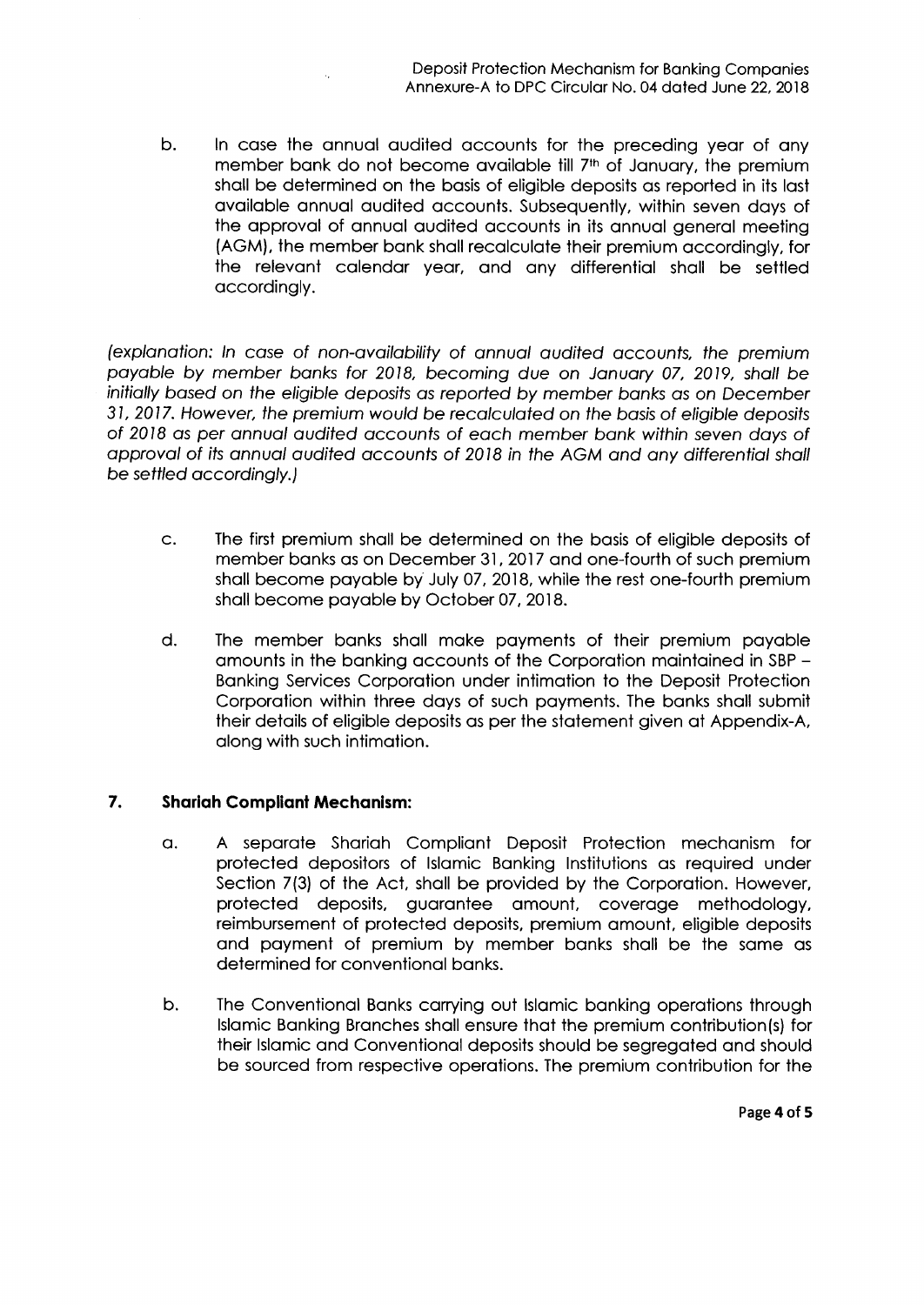b. In case the annual audited accounts for the preceding year of any member bank do not become available till 7th of January, the premium shall be determined on the basis of eligible deposits as reported in its last available annual audited accounts. Subsequently, within seven days of the approval of annual audited accounts in its annual general meeting (AGM), the member bank shall recalculate their premium accordingly, for the relevant calendar year, and any differential shall be settled accordingly.

*(explanation: In case of non-availability of annual audited accounts, the premium payable by member banks for 2018, becoming due on January 07, 2019, shall be initially based on the eligible deposits as reported by member banks as on December 31, 2017. However, the premium would be recalculated on the basis of eligible deposits of 2018 as per annual audited accounts of each member bank within seven days of approval of its annual audited accounts of 2018 in the AGM and any differential shall be settled accordingly.)*

c. The first premium shall be determined on the basis of eligible deposits of member banks as on December 31, 2017 and one-fourth of such premium shall become payable by July 07, 2018, while the rest one-fourth premium shall become payable by October 07, 2018.

d. The member banks shall make payments of their premium payable amounts in the banking accounts of the Corporation maintained in SBP – Banking Services Corporation under intimation to the Deposit Protection Corporation within three days of such payments. The banks shall submit their details of eligible deposits as per the statement given at Appendix-A, along with such intimation.

## 7. Shariah Compliant Mechanism:

a. A separate Shariah Compliant Deposit Protection mechanism for protected depositors of Islamic Banking Institutions as required under Section 7(3) of the Act, shall be provided by the Corporation. However, protected deposits, guarantee amount, coverage methodology, reimbursement of protected deposits, premium amount, eligible deposits and payment of premium by member banks shall be the same as determined for conventional banks.

b. The Conventional Banks carrying out Islamic banking operations through Islamic Banking Branches shall ensure that the premium contribution(s) for their Islamic and Conventional deposits should be segregated and should be sourced from respective operations. The premium contribution for the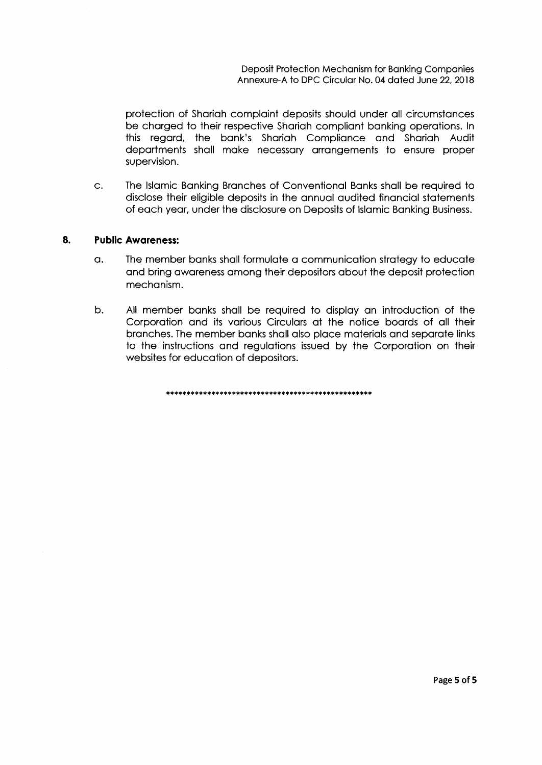protection of Shariah complaint deposits should under all circumstances be charged to their respective Shariah compliant banking operations. In this regard, the bank's Shariah Compliance and Shariah Audit departments shall make necessary arrangements to ensure proper supervision.

c. The Islamic Banking Branches of Conventional Banks shall be required to disclose their eligible deposits in the annual audited financial statements of each year, under the disclosure on Deposits of Islamic Banking Business.

**8. Public Awareness:**

a. The member banks shall formulate a communication strategy to educate and bring awareness among their depositors about the deposit protection mechanism.

b. All member banks shall be required to display an introduction of the Corporation and its various Circulars at the notice boards of all their branches. The member banks shall also place materials and separate links to the instructions and regulations issued by the Corporation on their websites for education of depositors.

****************************************************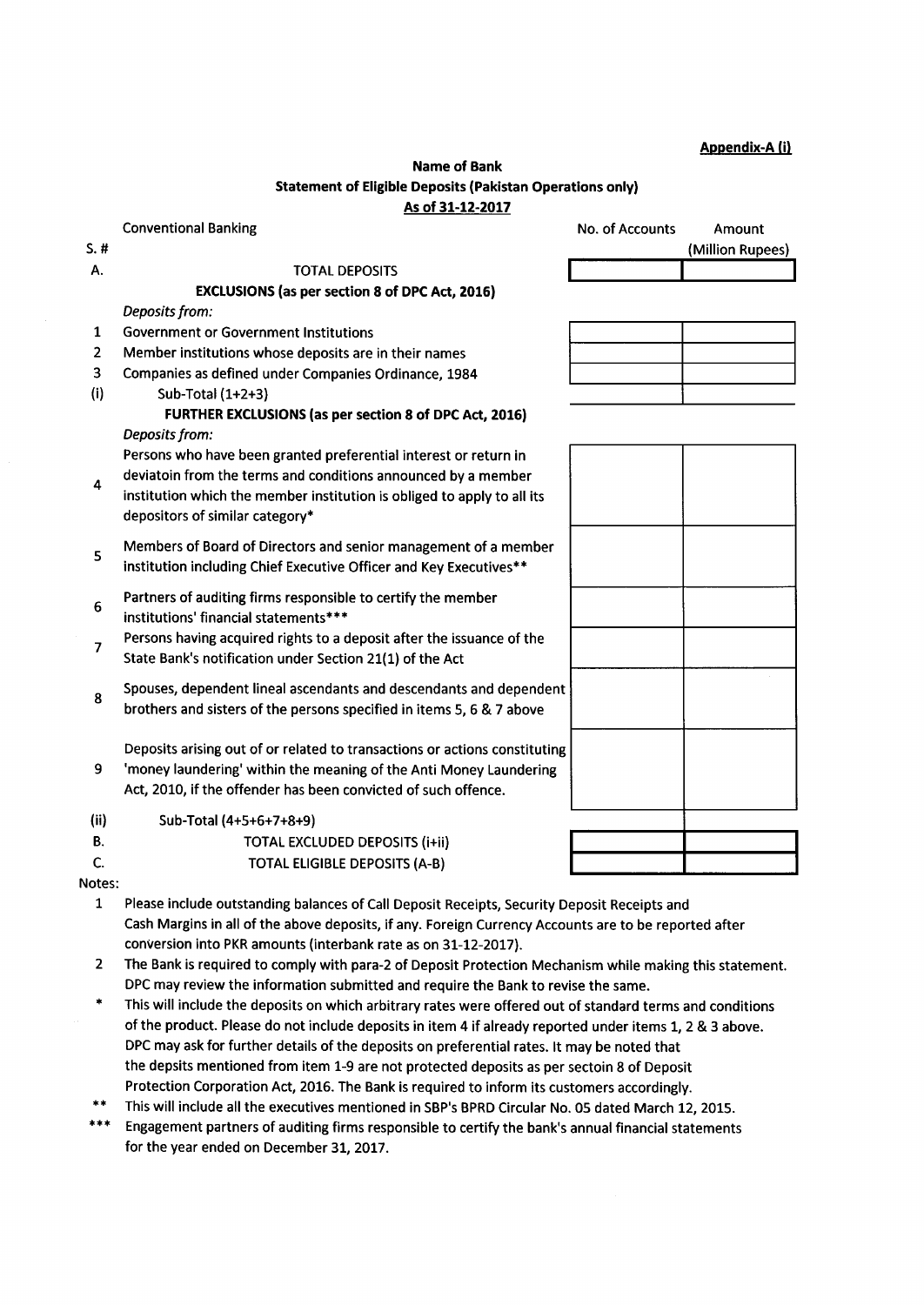**Appendix-A (i)**

**Name of Bank**

**Statement of Eligible Deposits (Pakistan Operations only)**

**As of 31-12-2017**

| S. # | Conventional Banking | No. of Accounts | Amount (Million Rupees) |
|---|---|---|---|
| A. | TOTAL DEPOSITS | | |
| | **EXCLUSIONS (as per section 8 of DPC Act, 2016)** | | |
| | *Deposits from:* | | |
| 1 | Government or Government Institutions | | |
| 2 | Member institutions whose deposits are in their names | | |
| 3 | Companies as defined under Companies Ordinance, 1984 | | |
| (i) | Sub-Total (1+2+3) | | |
| | **FURTHER EXCLUSIONS (as per section 8 of DPC Act, 2016)** | | |
| | *Deposits from:* | | |
| 4 | Persons who have been granted preferential interest or return in deviatoin from the terms and conditions announced by a member institution which the member institution is obliged to apply to all its depositors of similar category* | | |
| 5 | Members of Board of Directors and senior management of a member institution including Chief Executive Officer and Key Executives** | | |
| 6 | Partners of auditing firms responsible to certify the member institutions' financial statements*** | | |
| 7 | Persons having acquired rights to a deposit after the issuance of the State Bank's notification under Section 21(1) of the Act | | |
| 8 | Spouses, dependent lineal ascendants and descendants and dependent brothers and sisters of the persons specified in items 5, 6 & 7 above | | |
| 9 | Deposits arising out of or related to transactions or actions constituting 'money laundering' within the meaning of the Anti Money Laundering Act, 2010, if the offender has been convicted of such offence. | | |
| (ii) | Sub-Total (4+5+6+7+8+9) | | |
| B. | TOTAL EXCLUDED DEPOSITS (i+ii) | | |
| C. | TOTAL ELIGIBLE DEPOSITS (A-B) | | |

Notes:

1. Please include outstanding balances of Call Deposit Receipts, Security Deposit Receipts and Cash Margins in all of the above deposits, if any. Foreign Currency Accounts are to be reported after conversion into PKR amounts (interbank rate as on 31-12-2017).
2. The Bank is required to comply with para-2 of Deposit Protection Mechanism while making this statement. DPC may review the information submitted and require the Bank to revise the same.

\* This will include the deposits on which arbitrary rates were offered out of standard terms and conditions of the product. Please do not include deposits in item 4 if already reported under items 1, 2 & 3 above. DPC may ask for further details of the deposits on preferential rates. It may be noted that the depsits mentioned from item 1-9 are not protected deposits as per sectoin 8 of Deposit Protection Corporation Act, 2016. The Bank is required to inform its customers accordingly.

\** This will include all the executives mentioned in SBP's BPRD Circular No. 05 dated March 12, 2015.

\*** Engagement partners of auditing firms responsible to certify the bank's annual financial statements for the year ended on December 31, 2017.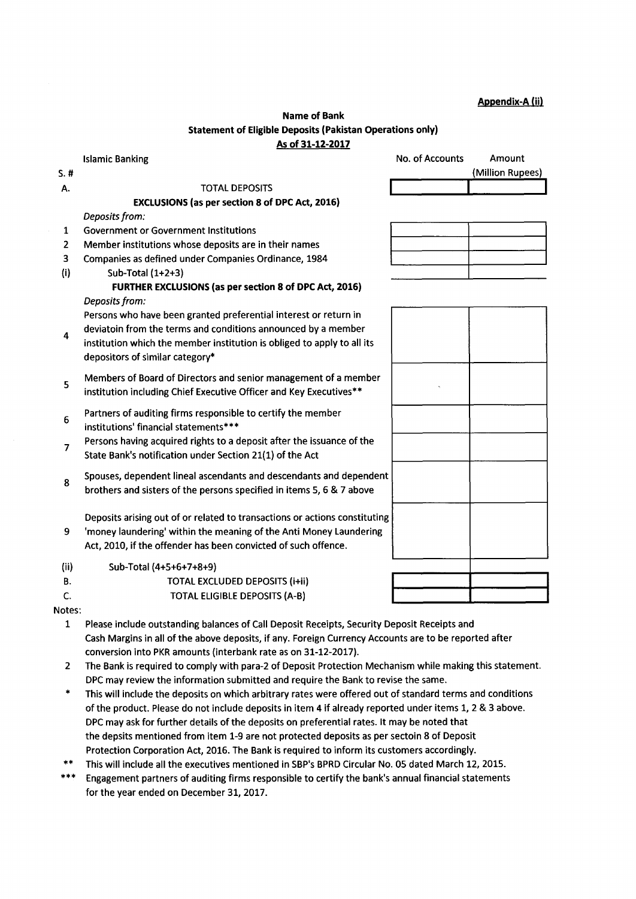**Appendix-A (ii)**

**Name of Bank**

**Statement of Eligible Deposits (Pakistan Operations only)**

**As of 31-12-2017**

| S. # | Islamic Banking | No. of Accounts | Amount (Million Rupees) |
|---|---|---|---|
| A. | TOTAL DEPOSITS | | |
| | **EXCLUSIONS (as per section 8 of DPC Act, 2016)** | | |
| | *Deposits from:* | | |
| 1 | Government or Government Institutions | | |
| 2 | Member institutions whose deposits are in their names | | |
| 3 | Companies as defined under Companies Ordinance, 1984 | | |
| (i) | Sub-Total (1+2+3) | | |
| | **FURTHER EXCLUSIONS (as per section 8 of DPC Act, 2016)** | | |
| | *Deposits from:* | | |
| 4 | Persons who have been granted preferential interest or return in deviatoin from the terms and conditions announced by a member institution which the member institution is obliged to apply to all its depositors of similar category* | | |
| 5 | Members of Board of Directors and senior management of a member institution including Chief Executive Officer and Key Executives** | | |
| 6 | Partners of auditing firms responsible to certify the member institutions' financial statements*** | | |
| 7 | Persons having acquired rights to a deposit after the issuance of the State Bank's notification under Section 21(1) of the Act | | |
| 8 | Spouses, dependent lineal ascendants and descendants and dependent brothers and sisters of the persons specified in items 5, 6 & 7 above | | |
| 9 | Deposits arising out of or related to transactions or actions constituting 'money laundering' within the meaning of the Anti Money Laundering Act, 2010, if the offender has been convicted of such offence. | | |
| (ii) | Sub-Total (4+5+6+7+8+9) | | |
| B. | TOTAL EXCLUDED DEPOSITS (i+ii) | | |
| C. | TOTAL ELIGIBLE DEPOSITS (A-B) | | |

Notes:

1. Please include outstanding balances of Call Deposit Receipts, Security Deposit Receipts and Cash Margins in all of the above deposits, if any. Foreign Currency Accounts are to be reported after conversion into PKR amounts (interbank rate as on 31-12-2017).
2. The Bank is required to comply with para-2 of Deposit Protection Mechanism while making this statement. DPC may review the information submitted and require the Bank to revise the same.

\* This will include the deposits on which arbitrary rates were offered out of standard terms and conditions of the product. Please do not include deposits in item 4 if already reported under items 1, 2 & 3 above. DPC may ask for further details of the deposits on preferential rates. It may be noted that the depsits mentioned from item 1-9 are not protected deposits as per sectoin 8 of Deposit Protection Corporation Act, 2016. The Bank is required to inform its customers accordingly.

\** This will include all the executives mentioned in SBP's BPRD Circular No. 05 dated March 12, 2015.

\*** Engagement partners of auditing firms responsible to certify the bank's annual financial statements for the year ended on December 31, 2017.